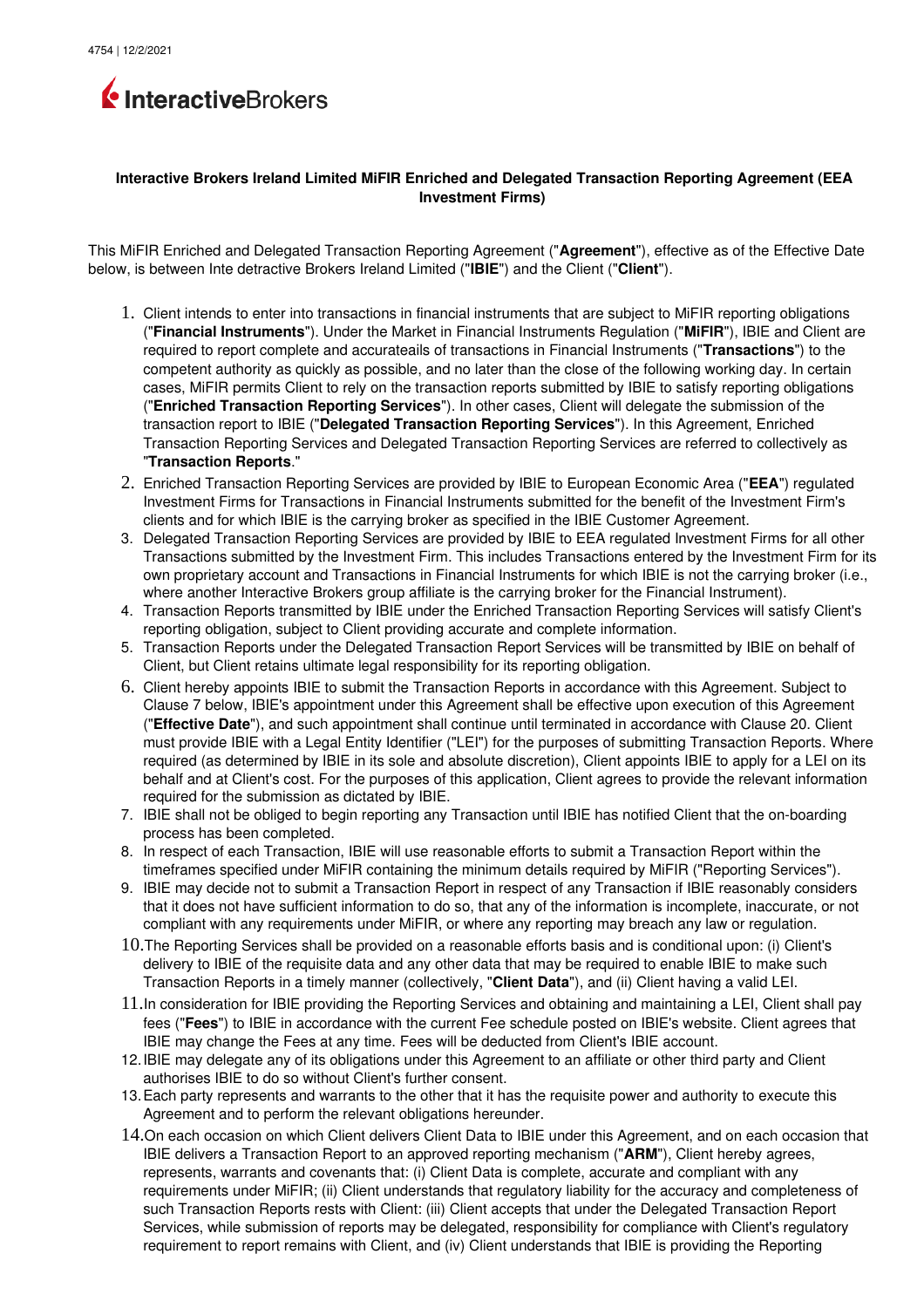4754 | 12/2/2021

InteractiveBrokers

**Interactive Brokers Ireland Limited MiFIR Enriched and Delegated Transaction Reporting Agreement (EEA Investment Firms)**

This MiFIR Enriched and Delegated Transaction Reporting Agreement ("**Agreement**"), effective as of the Effective Date below, is between Inte detractive Brokers Ireland Limited ("**IBIE**") and the Client ("**Client**").

1. Client intends to enter into transactions in financial instruments that are subject to MiFIR reporting obligations ("**Financial Instruments**"). Under the Market in Financial Instruments Regulation ("**MiFIR**"), IBIE and Client are required to report complete and accurateails of transactions in Financial Instruments ("**Transactions**") to the competent authority as quickly as possible, and no later than the close of the following working day. In certain cases, MiFIR permits Client to rely on the transaction reports submitted by IBIE to satisfy reporting obligations ("**Enriched Transaction Reporting Services**"). In other cases, Client will delegate the submission of the transaction report to IBIE ("**Delegated Transaction Reporting Services**"). In this Agreement, Enriched Transaction Reporting Services and Delegated Transaction Reporting Services are referred to collectively as "**Transaction Reports**."
2. Enriched Transaction Reporting Services are provided by IBIE to European Economic Area ("**EEA**") regulated Investment Firms for Transactions in Financial Instruments submitted for the benefit of the Investment Firm's clients and for which IBIE is the carrying broker as specified in the IBIE Customer Agreement.
3. Delegated Transaction Reporting Services are provided by IBIE to EEA regulated Investment Firms for all other Transactions submitted by the Investment Firm. This includes Transactions entered by the Investment Firm for its own proprietary account and Transactions in Financial Instruments for which IBIE is not the carrying broker (i.e., where another Interactive Brokers group affiliate is the carrying broker for the Financial Instrument).
4. Transaction Reports transmitted by IBIE under the Enriched Transaction Reporting Services will satisfy Client's reporting obligation, subject to Client providing accurate and complete information.
5. Transaction Reports under the Delegated Transaction Report Services will be transmitted by IBIE on behalf of Client, but Client retains ultimate legal responsibility for its reporting obligation.
6. Client hereby appoints IBIE to submit the Transaction Reports in accordance with this Agreement. Subject to Clause 7 below, IBIE's appointment under this Agreement shall be effective upon execution of this Agreement ("**Effective Date**"), and such appointment shall continue until terminated in accordance with Clause 20. Client must provide IBIE with a Legal Entity Identifier ("LEI") for the purposes of submitting Transaction Reports. Where required (as determined by IBIE in its sole and absolute discretion), Client appoints IBIE to apply for a LEI on its behalf and at Client's cost. For the purposes of this application, Client agrees to provide the relevant information required for the submission as dictated by IBIE.
7. IBIE shall not be obliged to begin reporting any Transaction until IBIE has notified Client that the on-boarding process has been completed.
8. In respect of each Transaction, IBIE will use reasonable efforts to submit a Transaction Report within the timeframes specified under MiFIR containing the minimum details required by MiFIR ("Reporting Services").
9. IBIE may decide not to submit a Transaction Report in respect of any Transaction if IBIE reasonably considers that it does not have sufficient information to do so, that any of the information is incomplete, inaccurate, or not compliant with any requirements under MiFIR, or where any reporting may breach any law or regulation.
10. The Reporting Services shall be provided on a reasonable efforts basis and is conditional upon: (i) Client's delivery to IBIE of the requisite data and any other data that may be required to enable IBIE to make such Transaction Reports in a timely manner (collectively, "**Client Data**"), and (ii) Client having a valid LEI.
11. In consideration for IBIE providing the Reporting Services and obtaining and maintaining a LEI, Client shall pay fees ("**Fees**") to IBIE in accordance with the current Fee schedule posted on IBIE's website. Client agrees that IBIE may change the Fees at any time. Fees will be deducted from Client's IBIE account.
12. IBIE may delegate any of its obligations under this Agreement to an affiliate or other third party and Client authorises IBIE to do so without Client's further consent.
13. Each party represents and warrants to the other that it has the requisite power and authority to execute this Agreement and to perform the relevant obligations hereunder.
14. On each occasion on which Client delivers Client Data to IBIE under this Agreement, and on each occasion that IBIE delivers a Transaction Report to an approved reporting mechanism ("**ARM**"), Client hereby agrees, represents, warrants and covenants that: (i) Client Data is complete, accurate and compliant with any requirements under MiFIR; (ii) Client understands that regulatory liability for the accuracy and completeness of such Transaction Reports rests with Client: (iii) Client accepts that under the Delegated Transaction Report Services, while submission of reports may be delegated, responsibility for compliance with Client's regulatory requirement to report remains with Client, and (iv) Client understands that IBIE is providing the Reporting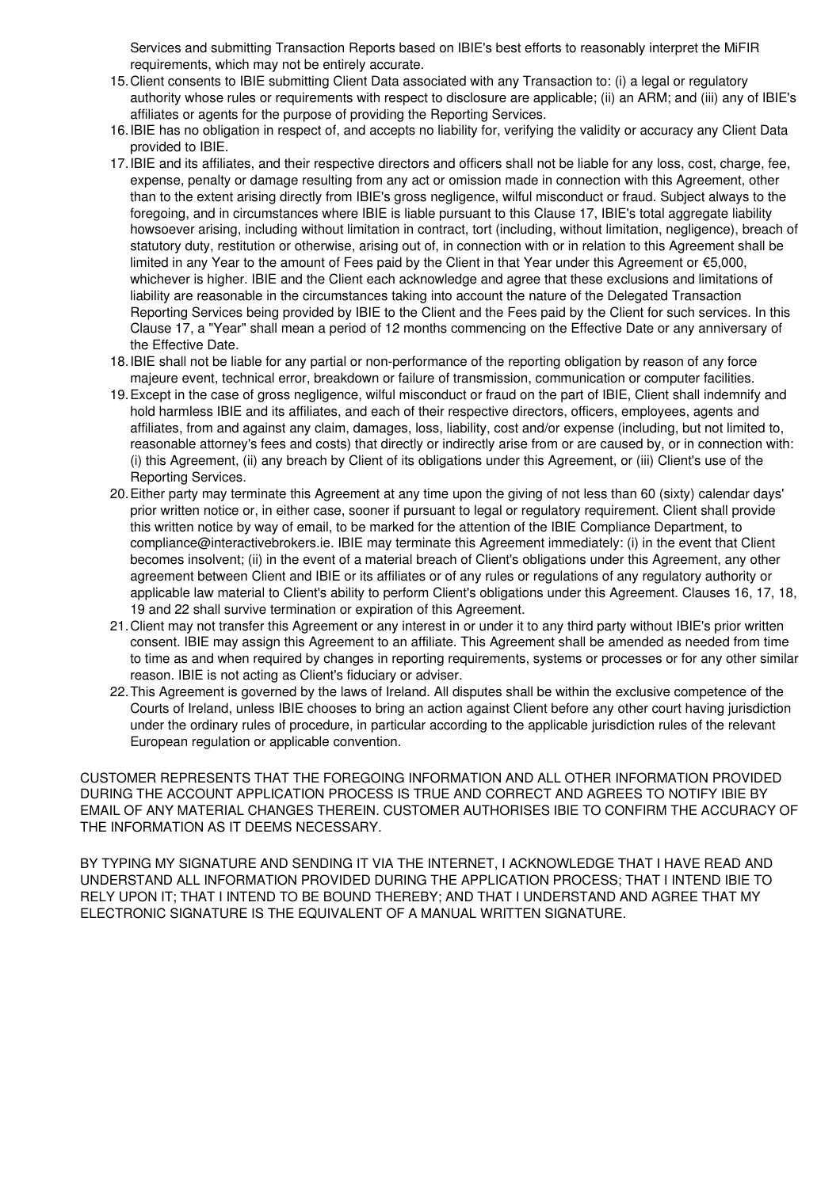Services and submitting Transaction Reports based on IBIE's best efforts to reasonably interpret the MiFIR requirements, which may not be entirely accurate.

15. Client consents to IBIE submitting Client Data associated with any Transaction to: (i) a legal or regulatory authority whose rules or requirements with respect to disclosure are applicable; (ii) an ARM; and (iii) any of IBIE's affiliates or agents for the purpose of providing the Reporting Services.
16. IBIE has no obligation in respect of, and accepts no liability for, verifying the validity or accuracy any Client Data provided to IBIE.
17. IBIE and its affiliates, and their respective directors and officers shall not be liable for any loss, cost, charge, fee, expense, penalty or damage resulting from any act or omission made in connection with this Agreement, other than to the extent arising directly from IBIE's gross negligence, wilful misconduct or fraud. Subject always to the foregoing, and in circumstances where IBIE is liable pursuant to this Clause 17, IBIE's total aggregate liability howsoever arising, including without limitation in contract, tort (including, without limitation, negligence), breach of statutory duty, restitution or otherwise, arising out of, in connection with or in relation to this Agreement shall be limited in any Year to the amount of Fees paid by the Client in that Year under this Agreement or €5,000, whichever is higher. IBIE and the Client each acknowledge and agree that these exclusions and limitations of liability are reasonable in the circumstances taking into account the nature of the Delegated Transaction Reporting Services being provided by IBIE to the Client and the Fees paid by the Client for such services. In this Clause 17, a "Year" shall mean a period of 12 months commencing on the Effective Date or any anniversary of the Effective Date.
18. IBIE shall not be liable for any partial or non-performance of the reporting obligation by reason of any force majeure event, technical error, breakdown or failure of transmission, communication or computer facilities.
19. Except in the case of gross negligence, wilful misconduct or fraud on the part of IBIE, Client shall indemnify and hold harmless IBIE and its affiliates, and each of their respective directors, officers, employees, agents and affiliates, from and against any claim, damages, loss, liability, cost and/or expense (including, but not limited to, reasonable attorney's fees and costs) that directly or indirectly arise from or are caused by, or in connection with: (i) this Agreement, (ii) any breach by Client of its obligations under this Agreement, or (iii) Client's use of the Reporting Services.
20. Either party may terminate this Agreement at any time upon the giving of not less than 60 (sixty) calendar days' prior written notice or, in either case, sooner if pursuant to legal or regulatory requirement. Client shall provide this written notice by way of email, to be marked for the attention of the IBIE Compliance Department, to compliance@interactivebrokers.ie. IBIE may terminate this Agreement immediately: (i) in the event that Client becomes insolvent; (ii) in the event of a material breach of Client's obligations under this Agreement, any other agreement between Client and IBIE or its affiliates or of any rules or regulations of any regulatory authority or applicable law material to Client's ability to perform Client's obligations under this Agreement. Clauses 16, 17, 18, 19 and 22 shall survive termination or expiration of this Agreement.
21. Client may not transfer this Agreement or any interest in or under it to any third party without IBIE's prior written consent. IBIE may assign this Agreement to an affiliate. This Agreement shall be amended as needed from time to time as and when required by changes in reporting requirements, systems or processes or for any other similar reason. IBIE is not acting as Client's fiduciary or adviser.
22. This Agreement is governed by the laws of Ireland. All disputes shall be within the exclusive competence of the Courts of Ireland, unless IBIE chooses to bring an action against Client before any other court having jurisdiction under the ordinary rules of procedure, in particular according to the applicable jurisdiction rules of the relevant European regulation or applicable convention.

CUSTOMER REPRESENTS THAT THE FOREGOING INFORMATION AND ALL OTHER INFORMATION PROVIDED DURING THE ACCOUNT APPLICATION PROCESS IS TRUE AND CORRECT AND AGREES TO NOTIFY IBIE BY EMAIL OF ANY MATERIAL CHANGES THEREIN. CUSTOMER AUTHORISES IBIE TO CONFIRM THE ACCURACY OF THE INFORMATION AS IT DEEMS NECESSARY.

BY TYPING MY SIGNATURE AND SENDING IT VIA THE INTERNET, I ACKNOWLEDGE THAT I HAVE READ AND UNDERSTAND ALL INFORMATION PROVIDED DURING THE APPLICATION PROCESS; THAT I INTEND IBIE TO RELY UPON IT; THAT I INTEND TO BE BOUND THEREBY; AND THAT I UNDERSTAND AND AGREE THAT MY ELECTRONIC SIGNATURE IS THE EQUIVALENT OF A MANUAL WRITTEN SIGNATURE.